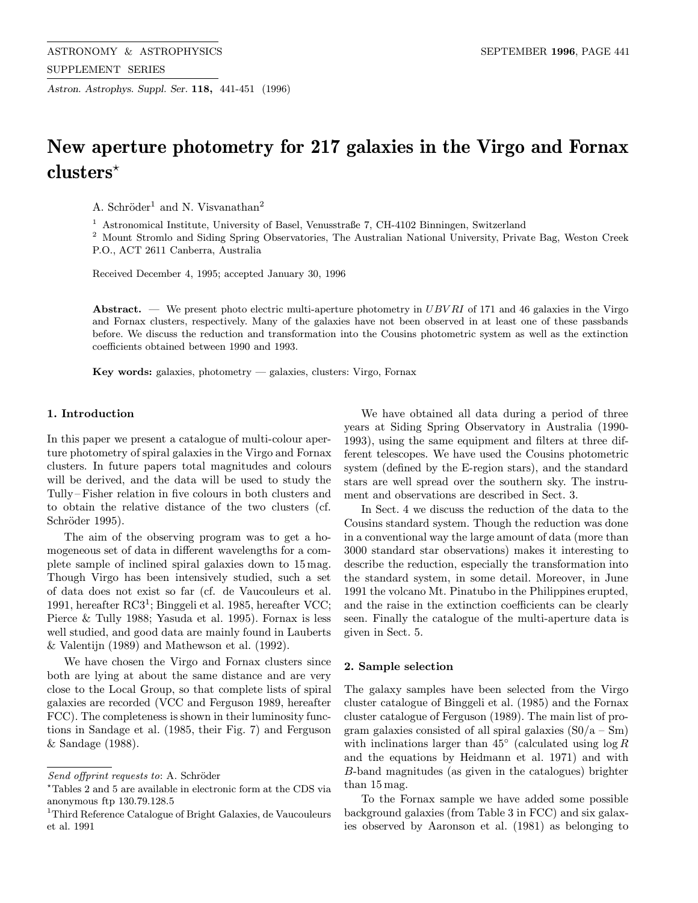# New aperture photometry for 217 galaxies in the Virgo and Fornax clusters*

A. Schröder[1] and N. Visvanathan[2]

[1] Astronomical Institute, University of Basel, Venusstraße 7, CH-4102 Binningen, Switzerland

[2] Mount Stromlo and Siding Spring Observatories, The Australian National University, Private Bag, Weston Creek P.O., ACT 2611 Canberra, Australia

Received December 4, 1995; accepted January 30, 1996

**Abstract.** — We present photo electric multi-aperture photometry in *UBVRI* of 171 and 46 galaxies in the Virgo and Fornax clusters, respectively. Many of the galaxies have not been observed in at least one of these passbands before. We discuss the reduction and transformation into the Cousins photometric system as well as the extinction coefficients obtained between 1990 and 1993.

**Key words:** galaxies, photometry — galaxies, clusters: Virgo, Fornax

## 1. Introduction

In this paper we present a catalogue of multi-colour aperture photometry of spiral galaxies in the Virgo and Fornax clusters. In future papers total magnitudes and colours will be derived, and the data will be used to study the Tully – Fisher relation in five colours in both clusters and to obtain the relative distance of the two clusters (cf. Schröder 1995).

The aim of the observing program was to get a homogeneous set of data in different wavelengths for a complete sample of inclined spiral galaxies down to 15 mag. Though Virgo has been intensively studied, such a set of data does not exist so far (cf. de Vaucouleurs et al. 1991, hereafter RC3[1]; Binggeli et al. 1985, hereafter VCC; Pierce & Tully 1988; Yasuda et al. 1995). Fornax is less well studied, and good data are mainly found in Lauberts & Valentijn (1989) and Mathewson et al. (1992).

We have chosen the Virgo and Fornax clusters since both are lying at about the same distance and are very close to the Local Group, so that complete lists of spiral galaxies are recorded (VCC and Ferguson 1989, hereafter FCC). The completeness is shown in their luminosity functions in Sandage et al. (1985, their Fig. 7) and Ferguson & Sandage (1988).

We have obtained all data during a period of three years at Siding Spring Observatory in Australia (1990-1993), using the same equipment and filters at three different telescopes. We have used the Cousins photometric system (defined by the E-region stars), and the standard stars are well spread over the southern sky. The instrument and observations are described in Sect. 3.

In Sect. 4 we discuss the reduction of the data to the Cousins standard system. Though the reduction was done in a conventional way the large amount of data (more than 3000 standard star observations) makes it interesting to describe the reduction, especially the transformation into the standard system, in some detail. Moreover, in June 1991 the volcano Mt. Pinatubo in the Philippines erupted, and the raise in the extinction coefficients can be clearly seen. Finally the catalogue of the multi-aperture data is given in Sect. 5.

## 2. Sample selection

The galaxy samples have been selected from the Virgo cluster catalogue of Binggeli et al. (1985) and the Fornax cluster catalogue of Ferguson (1989). The main list of program galaxies consisted of all spiral galaxies (S0/a – Sm) with inclinations larger than 45° (calculated using $\log R$ and the equations by Heidmann et al. 1971) and with *B*-band magnitudes (as given in the catalogues) brighter than 15 mag.

To the Fornax sample we have added some possible background galaxies (from Table 3 in FCC) and six galaxies observed by Aaronson et al. (1981) as belonging to

---

*Send offprint requests to*: A. Schröder

*Tables 2 and 5 are available in electronic form at the CDS via anonymous ftp 130.79.128.5

[1] Third Reference Catalogue of Bright Galaxies, de Vaucouleurs et al. 1991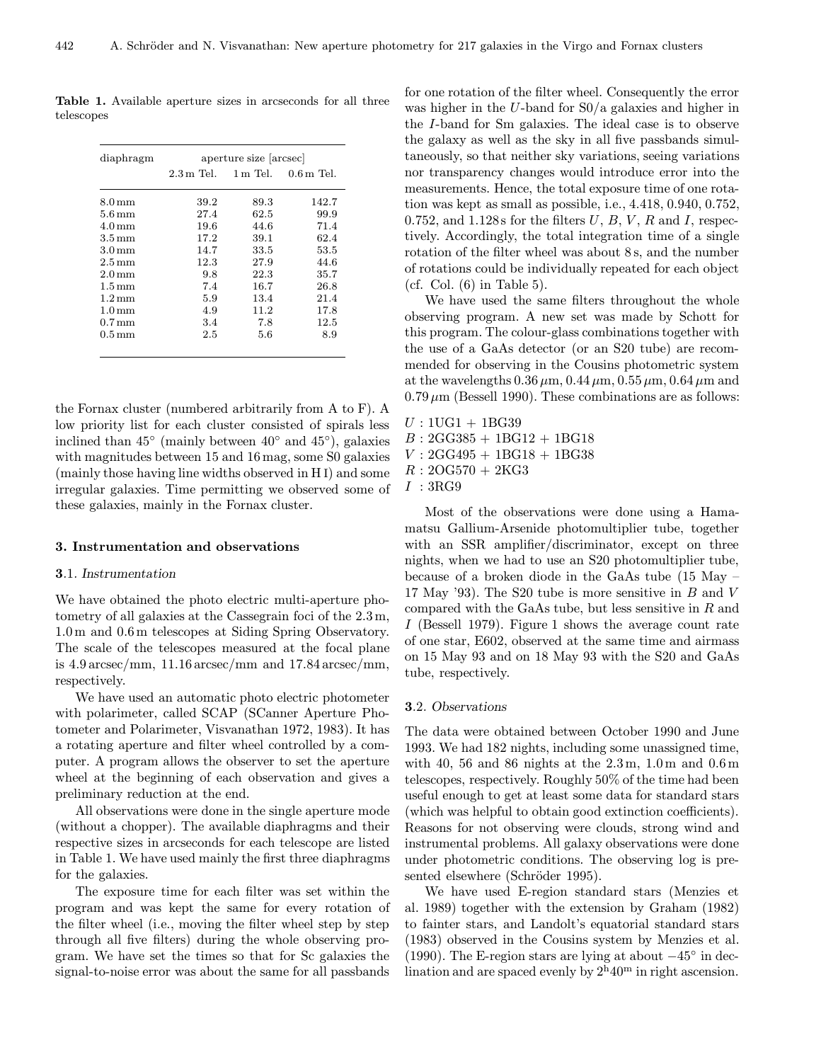**Table 1.** Available aperture sizes in arcseconds for all three telescopes

| diaphragm | aperture size [arcsec] | | |
|---|---|---|---|
| | 2.3 m Tel. | 1 m Tel. | 0.6 m Tel. |
| 8.0 mm | 39.2 | 89.3 | 142.7 |
| 5.6 mm | 27.4 | 62.5 | 99.9 |
| 4.0 mm | 19.6 | 44.6 | 71.4 |
| 3.5 mm | 17.2 | 39.1 | 62.4 |
| 3.0 mm | 14.7 | 33.5 | 53.5 |
| 2.5 mm | 12.3 | 27.9 | 44.6 |
| 2.0 mm | 9.8 | 22.3 | 35.7 |
| 1.5 mm | 7.4 | 16.7 | 26.8 |
| 1.2 mm | 5.9 | 13.4 | 21.4 |
| 1.0 mm | 4.9 | 11.2 | 17.8 |
| 0.7 mm | 3.4 | 7.8 | 12.5 |
| 0.5 mm | 2.5 | 5.6 | 8.9 |

the Fornax cluster (numbered arbitrarily from A to F). A low priority list for each cluster consisted of spirals less inclined than 45° (mainly between 40° and 45°), galaxies with magnitudes between 15 and 16 mag, some S0 galaxies (mainly those having line widths observed in H I) and some irregular galaxies. Time permitting we observed some of these galaxies, mainly in the Fornax cluster.

## 3. Instrumentation and observations

### 3.1. *Instrumentation*

We have obtained the photo electric multi-aperture photometry of all galaxies at the Cassegrain foci of the 2.3 m, 1.0 m and 0.6 m telescopes at Siding Spring Observatory. The scale of the telescopes measured at the focal plane is 4.9 arcsec/mm, 11.16 arcsec/mm and 17.84 arcsec/mm, respectively.

We have used an automatic photo electric photometer with polarimeter, called SCAP (SCanner Aperture Photometer and Polarimeter, Visvanathan 1972, 1983). It has a rotating aperture and filter wheel controlled by a computer. A program allows the observer to set the aperture wheel at the beginning of each observation and gives a preliminary reduction at the end.

All observations were done in the single aperture mode (without a chopper). The available diaphragms and their respective sizes in arcseconds for each telescope are listed in Table 1. We have used mainly the first three diaphragms for the galaxies.

The exposure time for each filter was set within the program and was kept the same for every rotation of the filter wheel (i.e., moving the filter wheel step by step through all five filters) during the whole observing program. We have set the times so that for Sc galaxies the signal-to-noise error was about the same for all passbands for one rotation of the filter wheel. Consequently the error was higher in the $U$-band for S0/a galaxies and higher in the $I$-band for Sm galaxies. The ideal case is to observe the galaxy as well as the sky in all five passbands simultaneously, so that neither sky variations, seeing variations nor transparency changes would introduce error into the measurements. Hence, the total exposure time of one rotation was kept as small as possible, i.e., 4.418, 0.940, 0.752, 0.752, and 1.128 s for the filters $U$, $B$, $V$, $R$ and $I$, respectively. Accordingly, the total integration time of a single rotation of the filter wheel was about 8 s, and the number of rotations could be individually repeated for each object (cf. Col. (6) in Table 5).

We have used the same filters throughout the whole observing program. A new set was made by Schott for this program. The colour-glass combinations together with the use of a GaAs detector (or an S20 tube) are recommended for observing in the Cousins photometric system at the wavelengths 0.36 $\mu$m, 0.44 $\mu$m, 0.55 $\mu$m, 0.64 $\mu$m and 0.79 $\mu$m (Bessell 1990). These combinations are as follows:

$U$ : 1UG1 + 1BG39
$B$ : 2GG385 + 1BG12 + 1BG18
$V$ : 2GG495 + 1BG18 + 1BG38
$R$ : 2OG570 + 2KG3
$I$ : 3RG9

Most of the observations were done using a Hamamatsu Gallium-Arsenide photomultiplier tube, together with an SSR amplifier/discriminator, except on three nights, when we had to use an S20 photomultiplier tube, because of a broken diode in the GaAs tube (15 May – 17 May '93). The S20 tube is more sensitive in $B$ and $V$ compared with the GaAs tube, but less sensitive in $R$ and $I$ (Bessell 1979). Figure 1 shows the average count rate of one star, E602, observed at the same time and airmass on 15 May 93 and on 18 May 93 with the S20 and GaAs tube, respectively.

### 3.2. *Observations*

The data were obtained between October 1990 and June 1993. We had 182 nights, including some unassigned time, with 40, 56 and 86 nights at the 2.3 m, 1.0 m and 0.6 m telescopes, respectively. Roughly 50% of the time had been useful enough to get at least some data for standard stars (which was helpful to obtain good extinction coefficients). Reasons for not observing were clouds, strong wind and instrumental problems. All galaxy observations were done under photometric conditions. The observing log is presented elsewhere (Schröder 1995).

We have used E-region standard stars (Menzies et al. 1989) together with the extension by Graham (1982) to fainter stars, and Landolt's equatorial standard stars (1983) observed in the Cousins system by Menzies et al. (1990). The E-region stars are lying at about −45° in declination and are spaced evenly by $2^{\rm h}40^{\rm m}$ in right ascension.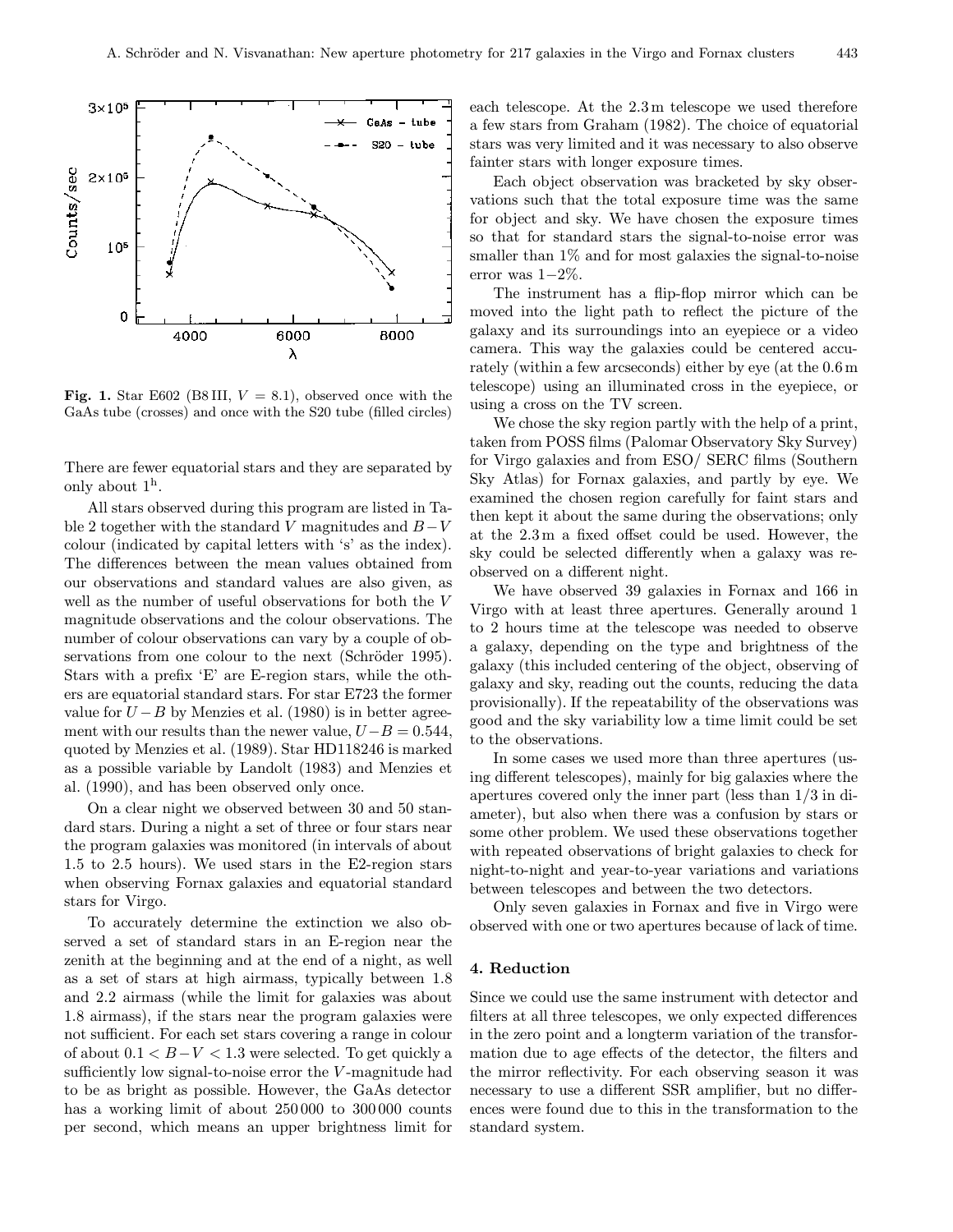3×10⁵

2×10⁵

10⁵

0

Counts/sec

4000

6000

8000

λ

GaAs – tube

S20 – tube

**Fig. 1.** Star E602 (B8 III, $V = 8.1$), observed once with the GaAs tube (crosses) and once with the S20 tube (filled circles)

There are fewer equatorial stars and they are separated by only about $1^{\rm h}$.

All stars observed during this program are listed in Table 2 together with the standard $V$ magnitudes and $B-V$ colour (indicated by capital letters with 's' as the index). The differences between the mean values obtained from our observations and standard values are also given, as well as the number of useful observations for both the $V$ magnitude observations and the colour observations. The number of colour observations can vary by a couple of observations from one colour to the next (Schröder 1995). Stars with a prefix 'E' are E-region stars, while the others are equatorial standard stars. For star E723 the former value for $U-B$ by Menzies et al. (1980) is in better agreement with our results than the newer value, $U-B = 0.544$, quoted by Menzies et al. (1989). Star HD118246 is marked as a possible variable by Landolt (1983) and Menzies et al. (1990), and has been observed only once.

On a clear night we observed between 30 and 50 standard stars. During a night a set of three or four stars near the program galaxies was monitored (in intervals of about 1.5 to 2.5 hours). We used stars in the E2-region stars when observing Fornax galaxies and equatorial standard stars for Virgo.

To accurately determine the extinction we also observed a set of standard stars in an E-region near the zenith at the beginning and at the end of a night, as well as a set of stars at high airmass, typically between 1.8 and 2.2 airmass (while the limit for galaxies was about 1.8 airmass), if the stars near the program galaxies were not sufficient. For each set stars covering a range in colour of about $0.1 < B-V < 1.3$ were selected. To get quickly a sufficiently low signal-to-noise error the $V$-magnitude had to be as bright as possible. However, the GaAs detector has a working limit of about 250 000 to 300 000 counts per second, which means an upper brightness limit for each telescope. At the 2.3 m telescope we used therefore a few stars from Graham (1982). The choice of equatorial stars was very limited and it was necessary to also observe fainter stars with longer exposure times.

Each object observation was bracketed by sky observations such that the total exposure time was the same for object and sky. We have chosen the exposure times so that for standard stars the signal-to-noise error was smaller than 1% and for most galaxies the signal-to-noise error was 1−2%.

The instrument has a flip-flop mirror which can be moved into the light path to reflect the picture of the galaxy and its surroundings into an eyepiece or a video camera. This way the galaxies could be centered accurately (within a few arcseconds) either by eye (at the 0.6 m telescope) using an illuminated cross in the eyepiece, or using a cross on the TV screen.

We chose the sky region partly with the help of a print, taken from POSS films (Palomar Observatory Sky Survey) for Virgo galaxies and from ESO/ SERC films (Southern Sky Atlas) for Fornax galaxies, and partly by eye. We examined the chosen region carefully for faint stars and then kept it about the same during the observations; only at the 2.3 m a fixed offset could be used. However, the sky could be selected differently when a galaxy was reobserved on a different night.

We have observed 39 galaxies in Fornax and 166 in Virgo with at least three apertures. Generally around 1 to 2 hours time at the telescope was needed to observe a galaxy, depending on the type and brightness of the galaxy (this included centering of the object, observing of galaxy and sky, reading out the counts, reducing the data provisionally). If the repeatability of the observations was good and the sky variability low a time limit could be set to the observations.

In some cases we used more than three apertures (using different telescopes), mainly for big galaxies where the apertures covered only the inner part (less than 1/3 in diameter), but also when there was a confusion by stars or some other problem. We used these observations together with repeated observations of bright galaxies to check for night-to-night and year-to-year variations and variations between telescopes and between the two detectors.

Only seven galaxies in Fornax and five in Virgo were observed with one or two apertures because of lack of time.

## 4. Reduction

Since we could use the same instrument with detector and filters at all three telescopes, we only expected differences in the zero point and a longterm variation of the transformation due to age effects of the detector, the filters and the mirror reflectivity. For each observing season it was necessary to use a different SSR amplifier, but no differences were found due to this in the transformation to the standard system.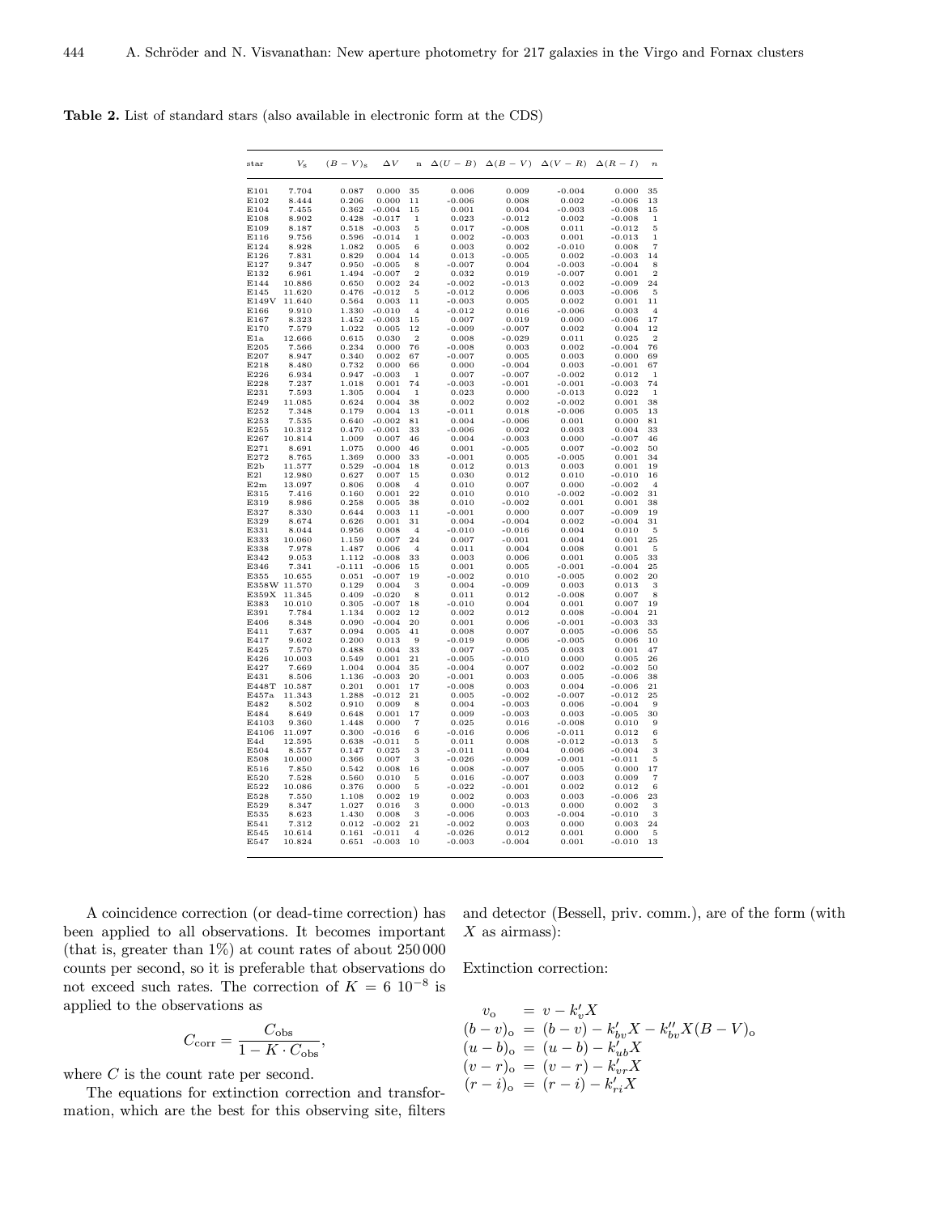**Table 2.** List of standard stars (also available in electronic form at the CDS)

| star | $V_s$ | $(B-V)_s$ | $\Delta V$ | n | $\Delta(U-B)$ | $\Delta(B-V)$ | $\Delta(V-R)$ | $\Delta(R-I)$ | $n$ |
|---|---|---|---|---|---|---|---|---|---|
| E101 | 7.704 | 0.087 | 0.000 | 35 | 0.006 | 0.009 | -0.004 | 0.000 | 35 |
| E102 | 8.444 | 0.206 | 0.000 | 11 | -0.006 | 0.008 | 0.002 | -0.006 | 13 |
| E104 | 7.455 | 0.362 | -0.004 | 15 | 0.001 | 0.004 | -0.003 | -0.008 | 15 |
| E108 | 8.902 | 0.428 | -0.017 | 1 | 0.023 | -0.012 | 0.002 | -0.008 | 1 |
| E109 | 8.187 | 0.518 | -0.003 | 5 | 0.017 | -0.008 | 0.011 | -0.012 | 5 |
| E116 | 9.756 | 0.596 | -0.014 | 1 | 0.002 | -0.003 | 0.001 | -0.013 | 1 |
| E124 | 8.928 | 1.082 | 0.005 | 6 | 0.003 | 0.002 | -0.010 | 0.008 | 7 |
| E126 | 7.831 | 0.829 | 0.004 | 14 | 0.013 | -0.005 | 0.002 | -0.003 | 14 |
| E127 | 9.347 | 0.950 | -0.005 | 8 | -0.007 | 0.004 | -0.003 | -0.004 | 8 |
| E132 | 6.961 | 1.494 | -0.007 | 2 | 0.032 | 0.019 | -0.007 | 0.001 | 2 |
| E144 | 10.886 | 0.650 | 0.002 | 24 | -0.002 | -0.013 | 0.002 | -0.009 | 24 |
| E145 | 11.620 | 0.476 | -0.012 | 5 | -0.012 | 0.006 | 0.003 | -0.006 | 5 |
| E149V | 11.640 | 0.564 | 0.003 | 11 | -0.003 | 0.005 | 0.002 | 0.001 | 11 |
| E166 | 9.910 | 1.330 | -0.010 | 4 | -0.012 | 0.016 | -0.006 | 0.003 | 4 |
| E167 | 8.323 | 1.452 | -0.003 | 15 | 0.007 | 0.019 | 0.000 | -0.006 | 17 |
| E170 | 7.579 | 1.022 | 0.005 | 12 | -0.009 | -0.007 | 0.002 | 0.004 | 12 |
| E1a | 12.666 | 0.615 | 0.030 | 2 | 0.008 | -0.029 | 0.011 | 0.025 | 2 |
| E205 | 7.566 | 0.234 | 0.000 | 76 | -0.008 | 0.003 | 0.002 | -0.004 | 76 |
| E207 | 8.947 | 0.340 | 0.002 | 67 | -0.007 | 0.005 | 0.003 | 0.000 | 69 |
| E218 | 8.480 | 0.732 | 0.000 | 66 | 0.000 | -0.004 | 0.003 | -0.001 | 67 |
| E226 | 6.934 | 0.947 | -0.003 | 1 | 0.007 | -0.007 | -0.002 | 0.012 | 1 |
| E228 | 7.237 | 1.018 | 0.001 | 74 | -0.003 | -0.001 | -0.001 | -0.003 | 74 |
| E231 | 7.593 | 1.305 | 0.004 | 1 | 0.023 | 0.000 | -0.013 | 0.022 | 1 |
| E249 | 11.085 | 0.624 | 0.004 | 38 | 0.002 | 0.002 | -0.002 | 0.001 | 38 |
| E252 | 7.348 | 0.179 | 0.004 | 13 | -0.011 | 0.018 | -0.006 | 0.005 | 13 |
| E253 | 7.535 | 0.640 | -0.002 | 81 | 0.004 | -0.006 | 0.001 | 0.000 | 81 |
| E255 | 10.312 | 0.470 | -0.001 | 33 | -0.006 | 0.002 | 0.003 | 0.004 | 33 |
| E267 | 10.814 | 1.009 | 0.007 | 46 | 0.004 | -0.003 | 0.000 | -0.007 | 46 |
| E271 | 8.691 | 1.075 | 0.000 | 46 | 0.001 | -0.005 | 0.007 | -0.002 | 50 |
| E272 | 8.765 | 1.369 | 0.000 | 33 | -0.001 | 0.005 | -0.005 | 0.001 | 34 |
| E2b | 11.577 | 0.529 | -0.004 | 18 | 0.012 | 0.013 | 0.003 | 0.001 | 19 |
| E2l | 12.980 | 0.627 | 0.007 | 15 | 0.030 | 0.012 | 0.010 | -0.010 | 16 |
| E2m | 13.097 | 0.806 | 0.008 | 4 | 0.010 | 0.007 | 0.000 | -0.002 | 4 |
| E315 | 7.416 | 0.160 | 0.001 | 22 | 0.010 | 0.010 | -0.002 | -0.002 | 31 |
| E319 | 8.986 | 0.258 | 0.005 | 38 | 0.010 | -0.002 | 0.001 | 0.001 | 38 |
| E327 | 8.330 | 0.644 | 0.003 | 11 | -0.001 | 0.000 | 0.007 | -0.009 | 19 |
| E329 | 8.674 | 0.626 | 0.001 | 31 | 0.004 | -0.004 | 0.002 | -0.004 | 31 |
| E331 | 8.044 | 0.956 | 0.008 | 4 | -0.010 | -0.016 | 0.004 | 0.010 | 5 |
| E333 | 10.060 | 1.159 | 0.007 | 24 | 0.007 | -0.001 | 0.004 | 0.001 | 25 |
| E338 | 7.978 | 1.487 | 0.006 | 4 | 0.011 | 0.004 | 0.008 | 0.001 | 5 |
| E342 | 9.053 | 1.112 | -0.008 | 33 | 0.003 | 0.006 | 0.001 | 0.005 | 33 |
| E346 | 7.341 | -0.111 | -0.006 | 15 | 0.001 | 0.005 | -0.001 | -0.004 | 25 |
| E355 | 10.655 | 0.051 | -0.007 | 19 | -0.002 | 0.010 | -0.005 | 0.002 | 20 |
| E358W | 11.570 | 0.129 | 0.004 | 3 | 0.004 | -0.009 | 0.003 | 0.013 | 3 |
| E359X | 11.345 | 0.409 | -0.020 | 8 | 0.011 | 0.012 | -0.008 | 0.007 | 8 |
| E383 | 10.010 | 0.305 | -0.007 | 18 | -0.010 | 0.004 | 0.001 | 0.007 | 19 |
| E391 | 7.784 | 1.134 | 0.002 | 12 | 0.002 | 0.012 | 0.008 | -0.004 | 21 |
| E406 | 8.348 | 0.090 | -0.004 | 20 | 0.001 | 0.006 | -0.001 | -0.003 | 33 |
| E411 | 7.637 | 0.094 | 0.005 | 41 | 0.008 | 0.007 | 0.005 | -0.006 | 55 |
| E417 | 9.602 | 0.200 | 0.013 | 9 | -0.019 | 0.006 | -0.005 | 0.006 | 10 |
| E425 | 7.570 | 0.488 | 0.004 | 33 | 0.007 | -0.005 | 0.003 | 0.001 | 47 |
| E426 | 10.003 | 0.549 | 0.001 | 21 | -0.005 | -0.010 | 0.000 | 0.005 | 26 |
| E427 | 7.669 | 1.004 | 0.004 | 35 | -0.004 | 0.007 | 0.002 | -0.002 | 50 |
| E431 | 8.506 | 1.136 | -0.003 | 20 | -0.001 | 0.003 | 0.005 | -0.006 | 38 |
| E448T | 10.587 | 0.201 | 0.001 | 17 | -0.008 | 0.003 | 0.004 | -0.006 | 21 |
| E457a | 11.343 | 1.288 | -0.012 | 21 | 0.005 | -0.002 | -0.007 | -0.012 | 25 |
| E482 | 8.502 | 0.910 | 0.009 | 8 | 0.004 | -0.003 | 0.006 | -0.004 | 9 |
| E484 | 8.649 | 0.648 | 0.001 | 17 | 0.009 | -0.003 | 0.003 | -0.005 | 30 |
| E4103 | 9.360 | 1.448 | 0.000 | 7 | 0.025 | 0.016 | -0.008 | 0.010 | 9 |
| E4106 | 11.097 | 0.300 | -0.016 | 6 | -0.016 | 0.006 | -0.011 | 0.012 | 6 |
| E4d | 12.595 | 0.638 | -0.011 | 5 | 0.011 | 0.008 | -0.012 | -0.013 | 5 |
| E504 | 8.557 | 0.147 | 0.025 | 3 | -0.011 | 0.004 | 0.006 | -0.004 | 3 |
| E508 | 10.000 | 0.366 | 0.007 | 3 | -0.026 | -0.009 | -0.001 | -0.011 | 5 |
| E516 | 7.850 | 0.542 | 0.008 | 16 | 0.008 | -0.007 | 0.005 | 0.000 | 17 |
| E520 | 7.528 | 0.560 | 0.010 | 5 | 0.016 | -0.007 | 0.003 | 0.009 | 7 |
| E522 | 10.086 | 0.376 | 0.000 | 5 | -0.022 | -0.001 | 0.002 | 0.012 | 6 |
| E528 | 7.550 | 1.108 | 0.002 | 19 | 0.002 | 0.003 | 0.003 | -0.006 | 23 |
| E529 | 8.347 | 1.027 | 0.016 | 3 | 0.000 | -0.013 | 0.000 | 0.002 | 3 |
| E535 | 8.623 | 1.430 | 0.008 | 3 | -0.006 | 0.003 | -0.004 | -0.010 | 3 |
| E541 | 7.312 | 0.012 | -0.002 | 21 | -0.002 | 0.003 | 0.000 | 0.003 | 24 |
| E545 | 10.614 | 0.161 | -0.011 | 4 | -0.026 | 0.012 | 0.001 | 0.000 | 5 |
| E547 | 10.824 | 0.651 | -0.003 | 10 | -0.003 | -0.004 | 0.001 | -0.010 | 13 |

A coincidence correction (or dead-time correction) has been applied to all observations. It becomes important (that is, greater than 1%) at count rates of about 250 000 counts per second, so it is preferable that observations do not exceed such rates. The correction of $K = 6\ 10^{-8}$ is applied to the observations as

$$C_{\rm corr} = \frac{C_{\rm obs}}{1 - K \cdot C_{\rm obs}},$$

where $C$ is the count rate per second.

The equations for extinction correction and transformation, which are the best for this observing site, filters and detector (Bessell, priv. comm.), are of the form (with $X$ as airmass):

Extinction correction:

$$\begin{aligned}
v_{\rm o} &= v - k'_v X \\
(b-v)_{\rm o} &= (b-v) - k'_{bv} X - k''_{bv} X (B-V)_{\rm o} \\
(u-b)_{\rm o} &= (u-b) - k'_{ub} X \\
(v-r)_{\rm o} &= (v-r) - k'_{vr} X \\
(r-i)_{\rm o} &= (r-i) - k'_{ri} X
\end{aligned}$$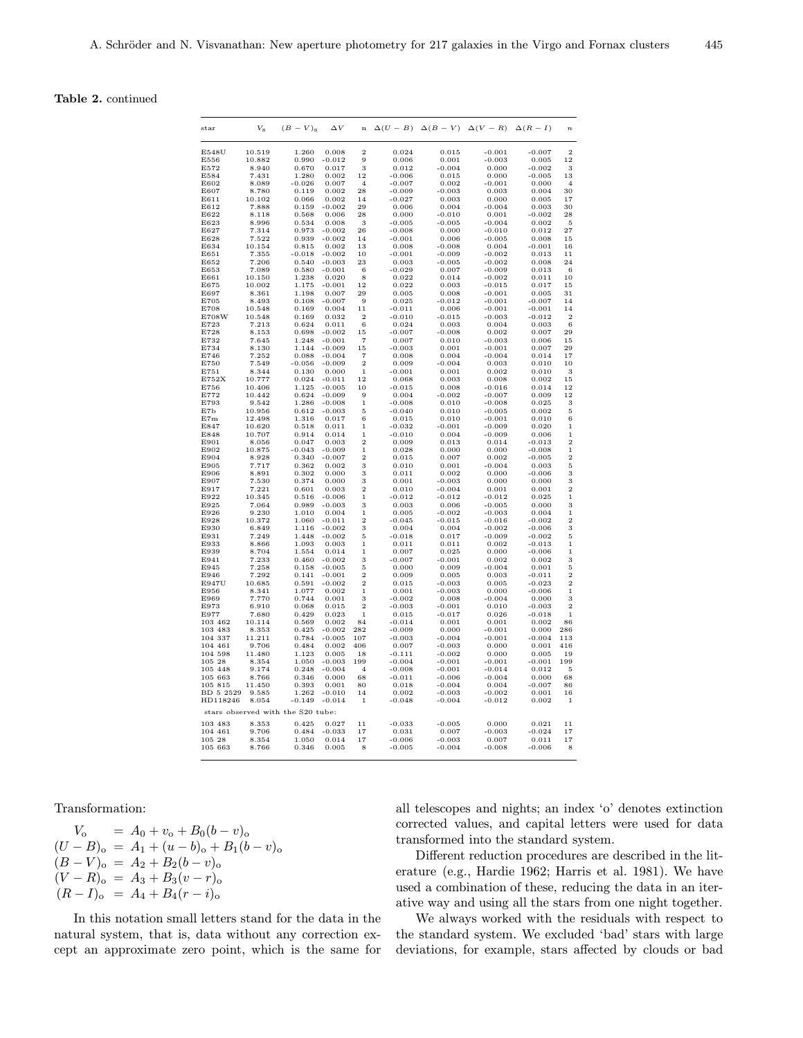**Table 2.** continued

| star | $V_s$ | $(B-V)_s$ | $\Delta V$ | n | $\Delta(U-B)$ | $\Delta(B-V)$ | $\Delta(V-R)$ | $\Delta(R-I)$ | $n$ |
|---|---|---|---|---|---|---|---|---|---|
| E548U | 10.519 | 1.260 | 0.008 | 2 | 0.024 | 0.015 | -0.001 | -0.007 | 2 |
| E556 | 10.882 | 0.990 | -0.012 | 9 | 0.006 | 0.001 | -0.003 | 0.005 | 12 |
| E572 | 8.940 | 0.670 | 0.017 | 3 | 0.012 | -0.004 | 0.000 | -0.002 | 3 |
| E584 | 7.431 | 1.280 | 0.002 | 12 | -0.006 | 0.015 | 0.000 | -0.005 | 13 |
| E602 | 8.089 | -0.026 | 0.007 | 4 | -0.007 | 0.002 | -0.001 | 0.000 | 4 |
| E607 | 8.780 | 0.119 | 0.002 | 28 | -0.009 | -0.003 | 0.003 | 0.004 | 30 |
| E611 | 10.102 | 0.066 | 0.002 | 14 | -0.027 | 0.003 | 0.000 | 0.005 | 17 |
| E612 | 7.888 | 0.159 | -0.002 | 29 | 0.006 | 0.004 | -0.004 | 0.003 | 30 |
| E622 | 8.118 | 0.568 | 0.006 | 28 | 0.000 | -0.010 | 0.001 | -0.002 | 28 |
| E623 | 8.996 | 0.534 | 0.008 | 3 | -0.005 | -0.005 | -0.004 | 0.002 | 5 |
| E627 | 7.314 | 0.973 | -0.002 | 26 | -0.008 | 0.000 | -0.010 | 0.012 | 27 |
| E628 | 7.522 | 0.939 | -0.002 | 14 | -0.001 | 0.006 | -0.005 | 0.008 | 15 |
| E634 | 10.154 | 0.815 | 0.002 | 13 | 0.008 | -0.008 | 0.004 | -0.001 | 16 |
| E651 | 7.355 | -0.018 | -0.002 | 10 | -0.001 | -0.009 | -0.002 | 0.013 | 11 |
| E652 | 7.206 | 0.540 | -0.003 | 23 | 0.003 | -0.005 | -0.002 | 0.008 | 24 |
| E653 | 7.089 | 0.580 | -0.001 | 6 | -0.029 | 0.007 | -0.009 | 0.013 | 6 |
| E661 | 10.150 | 1.238 | 0.020 | 8 | 0.022 | 0.014 | -0.002 | 0.011 | 10 |
| E675 | 10.002 | 1.175 | -0.001 | 12 | 0.022 | 0.003 | -0.015 | 0.017 | 15 |
| E697 | 8.361 | 1.198 | 0.007 | 29 | 0.005 | 0.008 | -0.001 | 0.005 | 31 |
| E705 | 8.493 | 0.108 | -0.007 | 9 | 0.025 | -0.012 | -0.001 | -0.007 | 14 |
| E708 | 10.548 | 0.169 | 0.004 | 11 | -0.011 | 0.006 | -0.001 | -0.001 | 14 |
| E708W | 10.548 | 0.169 | 0.032 | 2 | -0.010 | -0.015 | -0.003 | -0.012 | 2 |
| E723 | 7.213 | 0.624 | 0.011 | 6 | 0.024 | 0.003 | 0.004 | 0.003 | 6 |
| E728 | 8.153 | 0.698 | -0.002 | 15 | -0.007 | -0.008 | 0.002 | 0.007 | 29 |
| E732 | 7.645 | 1.248 | -0.001 | 7 | 0.007 | 0.010 | -0.003 | 0.006 | 15 |
| E734 | 8.130 | 1.144 | -0.009 | 15 | -0.003 | 0.001 | -0.001 | 0.007 | 29 |
| E746 | 7.252 | 0.088 | -0.004 | 7 | 0.008 | 0.004 | -0.004 | 0.014 | 17 |
| E750 | 7.549 | -0.056 | -0.009 | 2 | 0.009 | -0.004 | 0.003 | 0.010 | 10 |
| E751 | 8.344 | 0.130 | 0.000 | 1 | -0.001 | 0.001 | 0.002 | 0.010 | 3 |
| E752X | 10.777 | 0.024 | -0.011 | 12 | 0.068 | 0.003 | 0.008 | 0.002 | 15 |
| E756 | 10.406 | 1.125 | -0.005 | 10 | -0.015 | 0.008 | -0.016 | 0.014 | 12 |
| E772 | 10.442 | 0.624 | -0.009 | 9 | 0.004 | -0.002 | -0.007 | 0.009 | 12 |
| E793 | 9.542 | 1.286 | -0.008 | 1 | -0.008 | 0.010 | -0.008 | 0.025 | 3 |
| E7b | 10.956 | 0.612 | -0.003 | 5 | -0.040 | 0.010 | -0.005 | 0.002 | 5 |
| E7m | 12.498 | 1.316 | 0.017 | 6 | 0.015 | 0.010 | -0.001 | 0.010 | 6 |
| E847 | 10.620 | 0.518 | 0.011 | 1 | -0.032 | -0.001 | -0.009 | 0.020 | 1 |
| E848 | 10.707 | 0.914 | 0.014 | 1 | -0.010 | 0.004 | -0.009 | 0.006 | 1 |
| E901 | 8.056 | 0.047 | 0.003 | 2 | 0.009 | 0.013 | 0.014 | -0.013 | 2 |
| E902 | 10.875 | -0.043 | -0.009 | 1 | 0.028 | 0.000 | 0.000 | -0.008 | 1 |
| E904 | 8.928 | 0.340 | -0.007 | 2 | 0.015 | 0.007 | 0.002 | -0.005 | 2 |
| E905 | 7.717 | 0.362 | 0.002 | 3 | 0.010 | 0.001 | -0.004 | 0.003 | 5 |
| E906 | 8.891 | 0.302 | 0.000 | 3 | 0.011 | 0.002 | 0.000 | -0.006 | 3 |
| E907 | 7.530 | 0.374 | 0.000 | 3 | 0.001 | -0.003 | 0.000 | 0.000 | 3 |
| E917 | 7.221 | 0.601 | 0.003 | 2 | 0.010 | -0.004 | 0.001 | 0.001 | 2 |
| E922 | 10.345 | 0.516 | -0.006 | 1 | -0.012 | -0.012 | -0.012 | 0.025 | 1 |
| E925 | 7.064 | 0.989 | -0.003 | 3 | 0.003 | 0.006 | -0.005 | 0.000 | 3 |
| E926 | 9.230 | 1.010 | 0.004 | 1 | 0.005 | -0.002 | -0.003 | 0.004 | 1 |
| E928 | 10.372 | 1.060 | -0.011 | 2 | -0.045 | -0.015 | -0.016 | -0.002 | 2 |
| E930 | 6.849 | 1.116 | -0.002 | 3 | 0.004 | 0.004 | -0.002 | -0.006 | 3 |
| E931 | 7.249 | 1.448 | -0.002 | 5 | -0.018 | 0.017 | -0.009 | -0.002 | 5 |
| E933 | 8.866 | 1.093 | 0.003 | 1 | 0.011 | 0.011 | 0.002 | -0.013 | 1 |
| E939 | 8.704 | 1.554 | 0.014 | 1 | 0.007 | 0.025 | 0.000 | -0.006 | 1 |
| E941 | 7.233 | 0.460 | -0.002 | 3 | -0.007 | -0.001 | 0.002 | 0.002 | 3 |
| E945 | 7.258 | 0.158 | -0.005 | 5 | 0.000 | 0.009 | -0.004 | 0.001 | 5 |
| E946 | 7.292 | 0.141 | -0.001 | 2 | 0.009 | 0.005 | 0.003 | -0.011 | 2 |
| E947U | 10.685 | 0.591 | -0.002 | 2 | 0.015 | -0.003 | 0.005 | -0.023 | 2 |
| E956 | 8.341 | 1.077 | 0.002 | 1 | 0.001 | -0.003 | 0.000 | -0.006 | 1 |
| E969 | 7.770 | 0.744 | 0.001 | 3 | -0.002 | 0.008 | -0.004 | 0.000 | 3 |
| E973 | 6.910 | 0.068 | 0.015 | 2 | -0.003 | -0.001 | 0.010 | -0.003 | 2 |
| E977 | 7.680 | 0.429 | 0.023 | 1 | 0.015 | -0.017 | 0.026 | -0.018 | 1 |
| 103 462 | 10.114 | 0.569 | 0.002 | 84 | -0.014 | 0.001 | 0.001 | 0.002 | 86 |
| 103 483 | 8.353 | 0.425 | -0.002 | 282 | -0.009 | 0.000 | -0.001 | 0.000 | 286 |
| 104 337 | 11.211 | 0.784 | -0.005 | 107 | -0.003 | -0.004 | -0.001 | -0.004 | 113 |
| 104 461 | 9.706 | 0.484 | 0.002 | 406 | 0.007 | -0.003 | 0.000 | 0.001 | 416 |
| 104 598 | 11.480 | 1.123 | 0.005 | 18 | -0.111 | -0.002 | 0.000 | 0.005 | 19 |
| 105 28 | 8.354 | 1.050 | -0.003 | 199 | -0.004 | -0.001 | -0.001 | -0.001 | 199 |
| 105 448 | 9.174 | 0.248 | -0.004 | 4 | -0.008 | -0.001 | -0.014 | 0.012 | 5 |
| 105 663 | 8.766 | 0.346 | 0.000 | 68 | -0.011 | -0.006 | -0.004 | 0.000 | 68 |
| 105 815 | 11.450 | 0.393 | 0.001 | 80 | 0.018 | -0.004 | 0.004 | -0.007 | 86 |
| BD 5 2529 | 9.585 | 1.262 | -0.010 | 14 | 0.002 | -0.003 | -0.002 | 0.001 | 16 |
| HD118246 | 8.054 | -0.149 | -0.014 | 1 | -0.048 | -0.004 | -0.012 | 0.002 | 1 |
| stars observed with the S20 tube: | | | | | | | | | |
| 103 483 | 8.353 | 0.425 | 0.027 | 11 | -0.033 | -0.005 | 0.000 | 0.021 | 11 |
| 104 461 | 9.706 | 0.484 | -0.033 | 17 | 0.031 | 0.007 | -0.003 | -0.024 | 17 |
| 105 28 | 8.354 | 1.050 | 0.014 | 17 | -0.006 | -0.003 | 0.007 | 0.011 | 17 |
| 105 663 | 8.766 | 0.346 | 0.005 | 8 | -0.005 | -0.004 | -0.008 | -0.006 | 8 |

Transformation:

$$
\begin{aligned}
V_{\rm o} &= A_0 + v_{\rm o} + B_0(b-v)_{\rm o} \\
(U-B)_{\rm o} &= A_1 + (u-b)_{\rm o} + B_1(b-v)_{\rm o} \\
(B-V)_{\rm o} &= A_2 + B_2(b-v)_{\rm o} \\
(V-R)_{\rm o} &= A_3 + B_3(v-r)_{\rm o} \\
(R-I)_{\rm o} &= A_4 + B_4(r-i)_{\rm o}
\end{aligned}
$$

In this notation small letters stand for the data in the natural system, that is, data without any correction except an approximate zero point, which is the same for all telescopes and nights; an index 'o' denotes extinction corrected values, and capital letters were used for data transformed into the standard system.

Different reduction procedures are described in the literature (e.g., Hardie 1962; Harris et al. 1981). We have used a combination of these, reducing the data in an iterative way and using all the stars from one night together.

We always worked with the residuals with respect to the standard system. We excluded 'bad' stars with large deviations, for example, stars affected by clouds or bad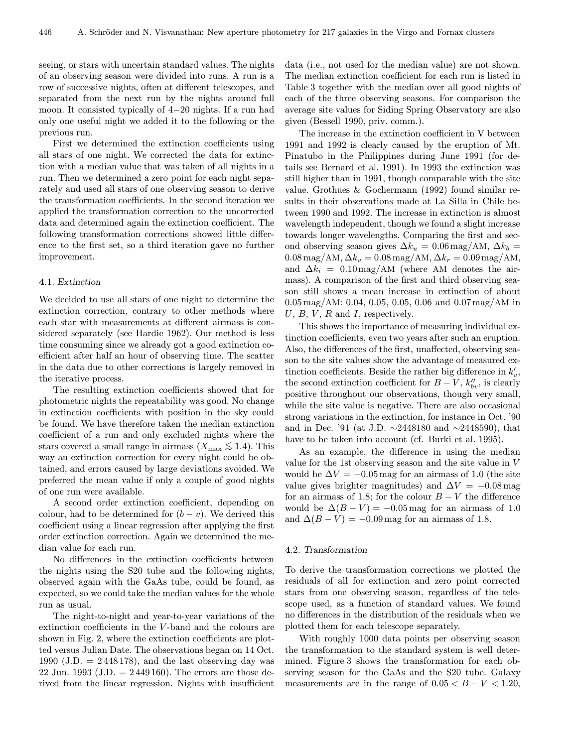seeing, or stars with uncertain standard values. The nights of an observing season were divided into runs. A run is a row of successive nights, often at different telescopes, and separated from the next run by the nights around full moon. It consisted typically of 4−20 nights. If a run had only one useful night we added it to the following or the previous run.

First we determined the extinction coefficients using all stars of one night. We corrected the data for extinction with a median value that was taken of all nights in a run. Then we determined a zero point for each night separately and used all stars of one observing season to derive the transformation coefficients. In the second iteration we applied the transformation correction to the uncorrected data and determined again the extinction coefficient. The following transformation corrections showed little difference to the first set, so a third iteration gave no further improvement.

### 4.1. *Extinction*

We decided to use all stars of one night to determine the extinction correction, contrary to other methods where each star with measurements at different airmass is considered separately (see Hardie 1962). Our method is less time consuming since we already got a good extinction coefficient after half an hour of observing time. The scatter in the data due to other corrections is largely removed in the iterative process.

The resulting extinction coefficients showed that for photometric nights the repeatability was good. No change in extinction coefficients with position in the sky could be found. We have therefore taken the median extinction coefficient of a run and only excluded nights where the stars covered a small range in airmass ($X_{\max} \lesssim 1.4$). This way an extinction correction for every night could be obtained, and errors caused by large deviations avoided. We preferred the mean value if only a couple of good nights of one run were available.

A second order extinction coefficient, depending on colour, had to be determined for $(b-v)$. We derived this coefficient using a linear regression after applying the first order extinction correction. Again we determined the median value for each run.

No differences in the extinction coefficients between the nights using the S20 tube and the following nights, observed again with the GaAs tube, could be found, as expected, so we could take the median values for the whole run as usual.

The night-to-night and year-to-year variations of the extinction coefficients in the $V$-band and the colours are shown in Fig. 2, where the extinction coefficients are plotted versus Julian Date. The observations began on 14 Oct. 1990 (J.D. = 2 448 178), and the last observing day was 22 Jun. 1993 (J.D. = 2 449 160). The errors are those derived from the linear regression. Nights with insufficient data (i.e., not used for the median value) are not shown. The median extinction coefficient for each run is listed in Table 3 together with the median over all good nights of each of the three observing seasons. For comparison the average site values for Siding Spring Observatory are also given (Bessell 1990, priv. comm.).

The increase in the extinction coefficient in V between 1991 and 1992 is clearly caused by the eruption of Mt. Pinatubo in the Philippines during June 1991 (for details see Bernard et al. 1991). In 1993 the extinction was still higher than in 1991, though comparable with the site value. Grothues & Gochermann (1992) found similar results in their observations made at La Silla in Chile between 1990 and 1992. The increase in extinction is almost wavelength independent, though we found a slight increase towards longer wavelengths. Comparing the first and second observing season gives $\Delta k_u = 0.06$ mag/AM, $\Delta k_b = 0.08$ mag/AM, $\Delta k_v = 0.08$ mag/AM, $\Delta k_r = 0.09$ mag/AM, and $\Delta k_i = 0.10$ mag/AM (where AM denotes the airmass). A comparison of the first and third observing season still shows a mean increase in extinction of about 0.05 mag/AM: 0.04, 0.05, 0.05, 0.06 and 0.07 mag/AM in $U$, $B$, $V$, $R$ and $I$, respectively.

This shows the importance of measuring individual extinction coefficients, even two years after such an eruption. Also, the differences of the first, unaffected, observing season to the site values show the advantage of measured extinction coefficients. Beside the rather big difference in $k'_v$, the second extinction coefficient for $B-V$, $k''_{bv}$, is clearly positive throughout our observations, though very small, while the site value is negative. There are also occasional strong variations in the extinction, for instance in Oct. '90 and in Dec. '91 (at J.D. ∼2448180 and ∼2448590), that have to be taken into account (cf. Burki et al. 1995).

As an example, the difference in using the median value for the 1st observing season and the site value in $V$ would be $\Delta V = -0.05$ mag for an airmass of 1.0 (the site value gives brighter magnitudes) and $\Delta V = -0.08$ mag for an airmass of 1.8; for the colour $B-V$ the difference would be $\Delta(B-V) = -0.05$ mag for an airmass of 1.0 and $\Delta(B-V) = -0.09$ mag for an airmass of 1.8.

### 4.2. *Transformation*

To derive the transformation corrections we plotted the residuals of all for extinction and zero point corrected stars from one observing season, regardless of the telescope used, as a function of standard values. We found no differences in the distribution of the residuals when we plotted them for each telescope separately.

With roughly 1000 data points per observing season the transformation to the standard system is well determined. Figure 3 shows the transformation for each observing season for the GaAs and the S20 tube. Galaxy measurements are in the range of $0.05 < B-V < 1.20$,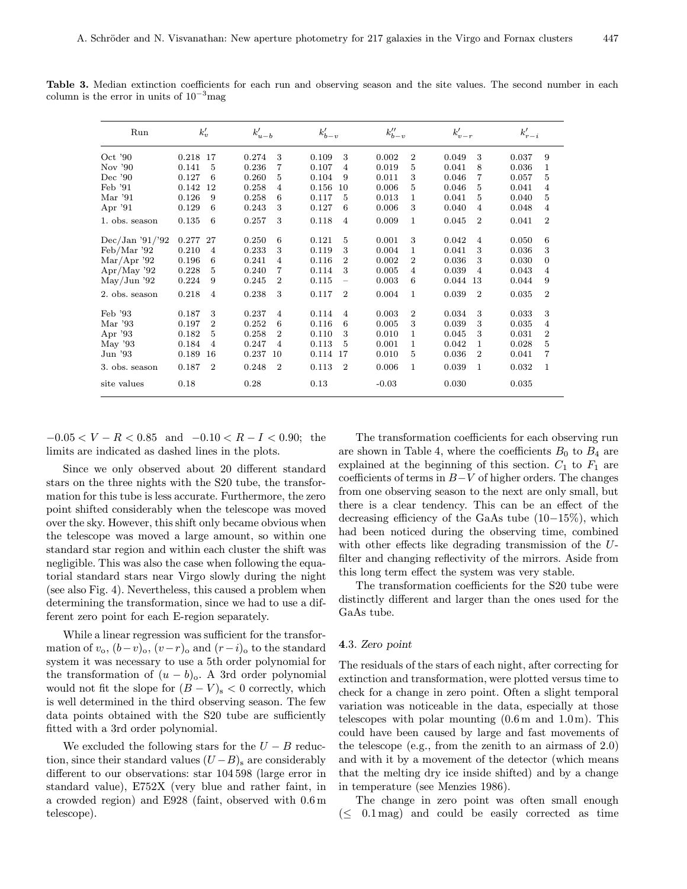**Table 3.** Median extinction coefficients for each run and observing season and the site values. The second number in each column is the error in units of $10^{-3}$mag

| Run | $k'_v$ | | $k'_{u-b}$ | | $k'_{b-v}$ | | $k''_{b-v}$ | | $k'_{v-r}$ | | $k'_{r-i}$ | |
|---|---|---|---|---|---|---|---|---|---|---|---|---|
| Oct '90 | 0.218 | 17 | 0.274 | 3 | 0.109 | 3 | 0.002 | 2 | 0.049 | 3 | 0.037 | 9 |
| Nov '90 | 0.141 | 5 | 0.236 | 7 | 0.107 | 4 | 0.019 | 5 | 0.041 | 8 | 0.036 | 1 |
| Dec '90 | 0.127 | 6 | 0.260 | 5 | 0.104 | 9 | 0.011 | 3 | 0.046 | 7 | 0.057 | 5 |
| Feb '91 | 0.142 | 12 | 0.258 | 4 | 0.156 | 10 | 0.006 | 5 | 0.046 | 5 | 0.041 | 4 |
| Mar '91 | 0.126 | 9 | 0.258 | 6 | 0.117 | 5 | 0.013 | 1 | 0.041 | 5 | 0.040 | 5 |
| Apr '91 | 0.129 | 6 | 0.243 | 3 | 0.127 | 6 | 0.006 | 3 | 0.040 | 4 | 0.048 | 4 |
| 1. obs. season | 0.135 | 6 | 0.257 | 3 | 0.118 | 4 | 0.009 | 1 | 0.045 | 2 | 0.041 | 2 |
| Dec/Jan '91/'92 | 0.277 | 27 | 0.250 | 6 | 0.121 | 5 | 0.001 | 3 | 0.042 | 4 | 0.050 | 6 |
| Feb/Mar '92 | 0.210 | 4 | 0.233 | 3 | 0.119 | 3 | 0.004 | 1 | 0.041 | 3 | 0.036 | 3 |
| Mar/Apr '92 | 0.196 | 6 | 0.241 | 4 | 0.116 | 2 | 0.002 | 2 | 0.036 | 3 | 0.030 | 0 |
| Apr/May '92 | 0.228 | 5 | 0.240 | 7 | 0.114 | 3 | 0.005 | 4 | 0.039 | 4 | 0.043 | 4 |
| May/Jun '92 | 0.224 | 9 | 0.245 | 2 | 0.115 | – | 0.003 | 6 | 0.044 | 13 | 0.044 | 9 |
| 2. obs. season | 0.218 | 4 | 0.238 | 3 | 0.117 | 2 | 0.004 | 1 | 0.039 | 2 | 0.035 | 2 |
| Feb '93 | 0.187 | 3 | 0.237 | 4 | 0.114 | 4 | 0.003 | 2 | 0.034 | 3 | 0.033 | 3 |
| Mar '93 | 0.197 | 2 | 0.252 | 6 | 0.116 | 6 | 0.005 | 3 | 0.039 | 3 | 0.035 | 4 |
| Apr '93 | 0.182 | 5 | 0.258 | 2 | 0.110 | 3 | 0.010 | 1 | 0.045 | 3 | 0.031 | 2 |
| May '93 | 0.184 | 4 | 0.247 | 4 | 0.113 | 5 | 0.001 | 1 | 0.042 | 1 | 0.028 | 5 |
| Jun '93 | 0.189 | 16 | 0.237 | 10 | 0.114 | 17 | 0.010 | 5 | 0.036 | 2 | 0.041 | 7 |
| 3. obs. season | 0.187 | 2 | 0.248 | 2 | 0.113 | 2 | 0.006 | 1 | 0.039 | 1 | 0.032 | 1 |
| site values | 0.18 | | 0.28 | | 0.13 | | -0.03 | | 0.030 | | 0.035 | |

$-0.05 < V-R < 0.85$ and $-0.10 < R-I < 0.90$; the limits are indicated as dashed lines in the plots.

Since we only observed about 20 different standard stars on the three nights with the S20 tube, the transformation for this tube is less accurate. Furthermore, the zero point shifted considerably when the telescope was moved over the sky. However, this shift only became obvious when the telescope was moved a large amount, so within one standard star region and within each cluster the shift was negligible. This was also the case when following the equatorial standard stars near Virgo slowly during the night (see also Fig. 4). Nevertheless, this caused a problem when determining the transformation, since we had to use a different zero point for each E-region separately.

While a linear regression was sufficient for the transformation of $v_{\rm o}$, $(b-v)_{\rm o}$, $(v-r)_{\rm o}$ and $(r-i)_{\rm o}$ to the standard system it was necessary to use a 5th order polynomial for the transformation of $(u-b)_{\rm o}$. A 3rd order polynomial would not fit the slope for $(B-V)_{\rm s} < 0$ correctly, which is well determined in the third observing season. The few data points obtained with the S20 tube are sufficiently fitted with a 3rd order polynomial.

We excluded the following stars for the $U-B$ reduction, since their standard values $(U-B)_{\rm s}$ are considerably different to our observations: star 104 598 (large error in standard value), E752X (very blue and rather faint, in a crowded region) and E928 (faint, observed with 0.6 m telescope).

The transformation coefficients for each observing run are shown in Table 4, where the coefficients $B_0$ to $B_4$ are explained at the beginning of this section. $C_1$ to $F_1$ are coefficients of terms in $B-V$ of higher orders. The changes from one observing season to the next are only small, but there is a clear tendency. This can be an effect of the decreasing efficiency of the GaAs tube (10−15%), which had been noticed during the observing time, combined with other effects like degrading transmission of the $U$-filter and changing reflectivity of the mirrors. Aside from this long term effect the system was very stable.

The transformation coefficients for the S20 tube were distinctly different and larger than the ones used for the GaAs tube.

### 4.3. *Zero point*

The residuals of the stars of each night, after correcting for extinction and transformation, were plotted versus time to check for a change in zero point. Often a slight temporal variation was noticeable in the data, especially at those telescopes with polar mounting (0.6 m and 1.0 m). This could have been caused by large and fast movements of the telescope (e.g., from the zenith to an airmass of 2.0) and with it by a movement of the detector (which means that the melting dry ice inside shifted) and by a change in temperature (see Menzies 1986).

The change in zero point was often small enough ($\leq$ 0.1 mag) and could be easily corrected as time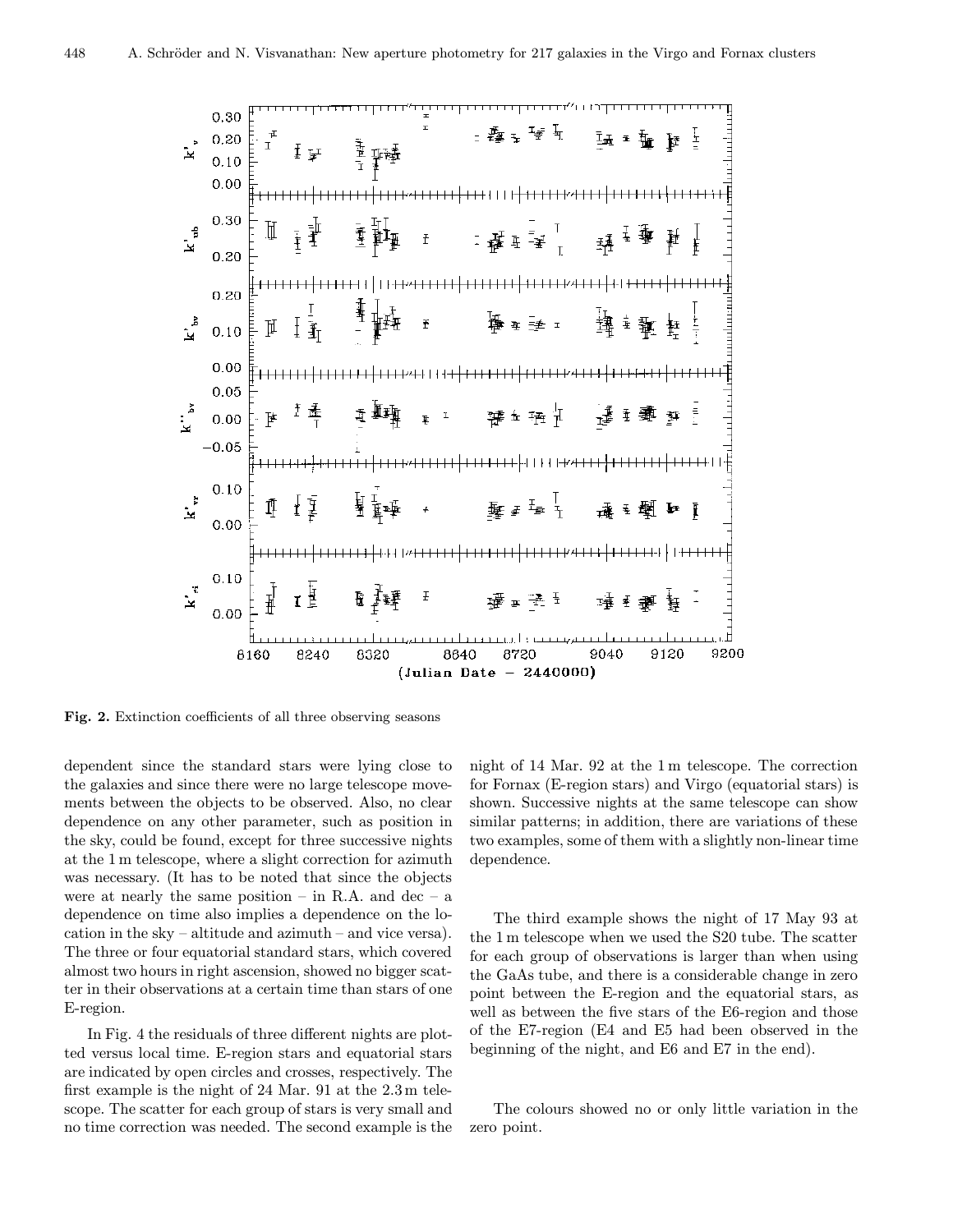0.30
0.20
0.10
0.00
$k'_v$

0.30
0.20
$k'_{ub}$

0.20
0.10
0.00
$k'_{bv}$

0.05
0.00
−0.05
$k''_{bv}$

0.10
0.00
$k'_{vr}$

0.10
0.00
$k'_{ri}$

8160 8240 8320 8640 8720 9040 9120 9200

(Julian Date − 2440000)

**Fig. 2.** Extinction coefficients of all three observing seasons

dependent since the standard stars were lying close to the galaxies and since there were no large telescope movements between the objects to be observed. Also, no clear dependence on any other parameter, such as position in the sky, could be found, except for three successive nights at the 1 m telescope, where a slight correction for azimuth was necessary. (It has to be noted that since the objects were at nearly the same position – in R.A. and dec – a dependence on time also implies a dependence on the location in the sky – altitude and azimuth – and vice versa). The three or four equatorial standard stars, which covered almost two hours in right ascension, showed no bigger scatter in their observations at a certain time than stars of one E-region.

In Fig. 4 the residuals of three different nights are plotted versus local time. E-region stars and equatorial stars are indicated by open circles and crosses, respectively. The first example is the night of 24 Mar. 91 at the 2.3 m telescope. The scatter for each group of stars is very small and no time correction was needed. The second example is the night of 14 Mar. 92 at the 1 m telescope. The correction for Fornax (E-region stars) and Virgo (equatorial stars) is shown. Successive nights at the same telescope can show similar patterns; in addition, there are variations of these two examples, some of them with a slightly non-linear time dependence.

The third example shows the night of 17 May 93 at the 1 m telescope when we used the S20 tube. The scatter for each group of observations is larger than when using the GaAs tube, and there is a considerable change in zero point between the E-region and the equatorial stars, as well as between the five stars of the E6-region and those of the E7-region (E4 and E5 had been observed in the beginning of the night, and E6 and E7 in the end).

The colours showed no or only little variation in the zero point.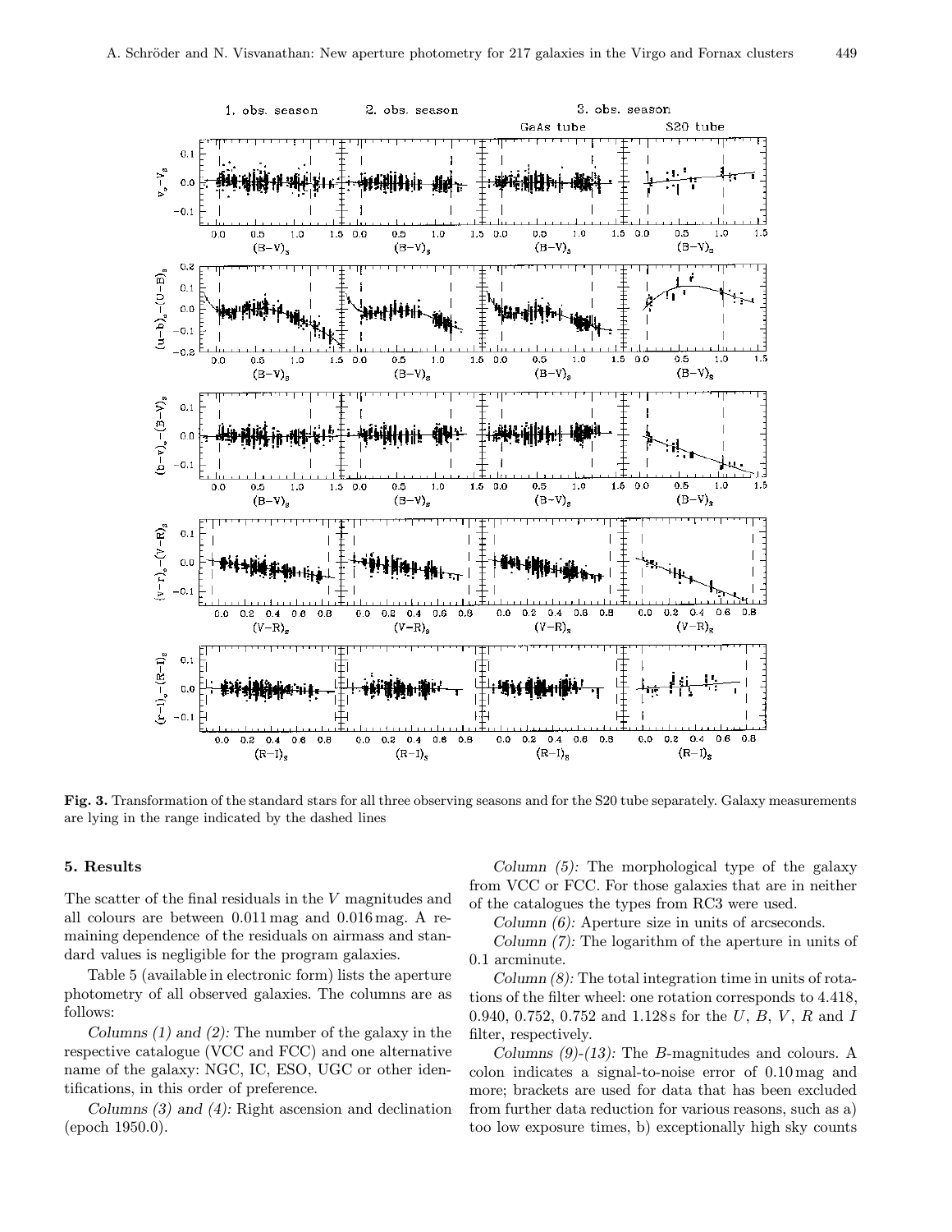1. obs. season

2. obs. season

3. obs. season

GaAs tube

S20 tube

$V_o - V_s$

$(u-b)_o - (U-B)_s$

$(b-v)_o - (B-V)_s$

$(v-r)_o - (V-R)_s$

$(r-i)_o - (R-I)_s$

$(B-V)_s$

$(V-R)_s$

$(R-I)_s$

**Fig. 3.** Transformation of the standard stars for all three observing seasons and for the S20 tube separately. Galaxy measurements are lying in the range indicated by the dashed lines

## 5. Results

The scatter of the final residuals in the $V$ magnitudes and all colours are between 0.011 mag and 0.016 mag. A remaining dependence of the residuals on airmass and standard values is negligible for the program galaxies.

Table 5 (available in electronic form) lists the aperture photometry of all observed galaxies. The columns are as follows:

*Columns (1) and (2):* The number of the galaxy in the respective catalogue (VCC and FCC) and one alternative name of the galaxy: NGC, IC, ESO, UGC or other identifications, in this order of preference.

*Columns (3) and (4):* Right ascension and declination (epoch 1950.0).

*Column (5):* The morphological type of the galaxy from VCC or FCC. For those galaxies that are in neither of the catalogues the types from RC3 were used.

*Column (6):* Aperture size in units of arcseconds.

*Column (7):* The logarithm of the aperture in units of 0.1 arcminute.

*Column (8):* The total integration time in units of rotations of the filter wheel: one rotation corresponds to 4.418, 0.940, 0.752, 0.752 and 1.128 s for the $U$, $B$, $V$, $R$ and $I$ filter, respectively.

*Columns (9)-(13):* The $B$-magnitudes and colours. A colon indicates a signal-to-noise error of 0.10 mag and more; brackets are used for data that has been excluded from further data reduction for various reasons, such as a) too low exposure times, b) exceptionally high sky counts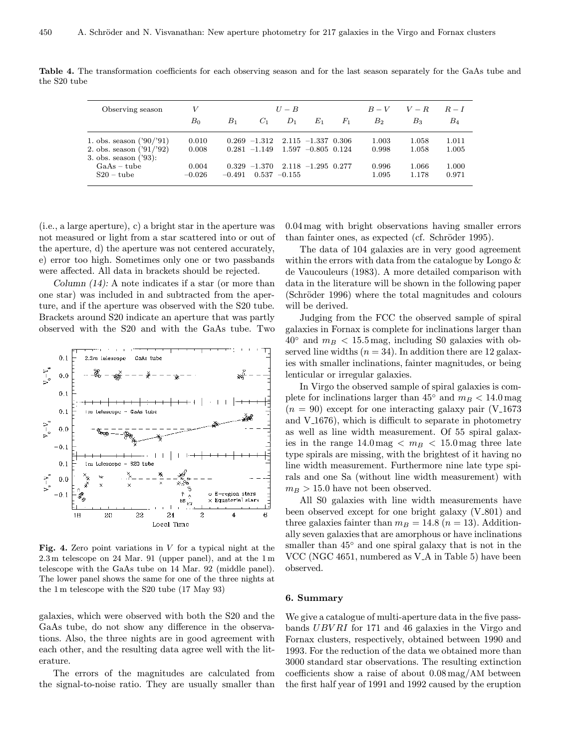**Table 4.** The transformation coefficients for each observing season and for the last season separately for the GaAs tube and the S20 tube

| Observing season | $V$ | $U-B$ | | | | | $B-V$ | $V-R$ | $R-I$ |
|---|---|---|---|---|---|---|---|---|---|
| | $B_0$ | $B_1$ | $C_1$ | $D_1$ | $E_1$ | $F_1$ | $B_2$ | $B_3$ | $B_4$ |
| 1. obs. season ('90/'91) | 0.010 | 0.269 | −1.312 | 2.115 | −1.337 | 0.306 | 1.003 | 1.058 | 1.011 |
| 2. obs. season ('91/'92) | 0.008 | 0.281 | −1.149 | 1.597 | −0.805 | 0.124 | 0.998 | 1.058 | 1.005 |
| 3. obs. season ('93): | | | | | | | | | |
| GaAs – tube | 0.004 | 0.329 | −1.370 | 2.118 | −1.295 | 0.277 | 0.996 | 1.066 | 1.000 |
| S20 – tube | −0.026 | −0.491 | 0.537 | −0.155 | | | 1.095 | 1.178 | 0.971 |

(i.e., a large aperture), c) a bright star in the aperture was not measured or light from a star scattered into or out of the aperture, d) the aperture was not centered accurately, e) error too high. Sometimes only one or two passbands were affected. All data in brackets should be rejected.

*Column (14):* A note indicates if a star (or more than one star) was included in and subtracted from the aperture, and if the aperture was observed with the S20 tube. Brackets around S20 indicate an aperture that was partly observed with the S20 and with the GaAs tube. Two galaxies, which were observed with both the S20 and the GaAs tube, do not show any difference in the observations. Also, the three nights are in good agreement with each other, and the resulting data agree well with the literature.

2.3m telescope GaAs tube
1m telescope - GaAs tube
1m telescope - S20 tube
o E-region stars
× Equatorial stars
$V_o - V_s$
Local Time

**Fig. 4.** Zero point variations in $V$ for a typical night at the 2.3 m telescope on 24 Mar. 91 (upper panel), and at the 1 m telescope with the GaAs tube on 14 Mar. 92 (middle panel). The lower panel shows the same for one of the three nights at the 1 m telescope with the S20 tube (17 May 93)

The errors of the magnitudes are calculated from the signal-to-noise ratio. They are usually smaller than 0.04 mag with bright observations having smaller errors than fainter ones, as expected (cf. Schröder 1995).

The data of 104 galaxies are in very good agreement within the errors with data from the catalogue by Longo & de Vaucouleurs (1983). A more detailed comparison with data in the literature will be shown in the following paper (Schröder 1996) where the total magnitudes and colours will be derived.

Judging from the FCC the observed sample of spiral galaxies in Fornax is complete for inclinations larger than 40° and $m_B < 15.5$ mag, including S0 galaxies with observed line widths ($n = 34$). In addition there are 12 galaxies with smaller inclinations, fainter magnitudes, or being lenticular or irregular galaxies.

In Virgo the observed sample of spiral galaxies is complete for inclinations larger than 45° and $m_B < 14.0$ mag ($n = 90$) except for one interacting galaxy pair (V_1673 and V_1676), which is difficult to separate in photometry as well as line width measurement. Of 55 spiral galaxies in the range $14.0\,\mathrm{mag} < m_B < 15.0$ mag three late type spirals are missing, with the brightest of it having no line width measurement. Furthermore nine late type spirals and one Sa (without line width measurement) with $m_B > 15.0$ have not been observed.

All S0 galaxies with line width measurements have been observed except for one bright galaxy (V_801) and three galaxies fainter than $m_B = 14.8$ ($n = 13$). Additionally seven galaxies that are amorphous or have inclinations smaller than 45° and one spiral galaxy that is not in the VCC (NGC 4651, numbered as V_A in Table 5) have been observed.

## 6. Summary

We give a catalogue of multi-aperture data in the five passbands $UBVRI$ for 171 and 46 galaxies in the Virgo and Fornax clusters, respectively, obtained between 1990 and 1993. For the reduction of the data we obtained more than 3000 standard star observations. The resulting extinction coefficients show a raise of about 0.08 mag/AM between the first half year of 1991 and 1992 caused by the eruption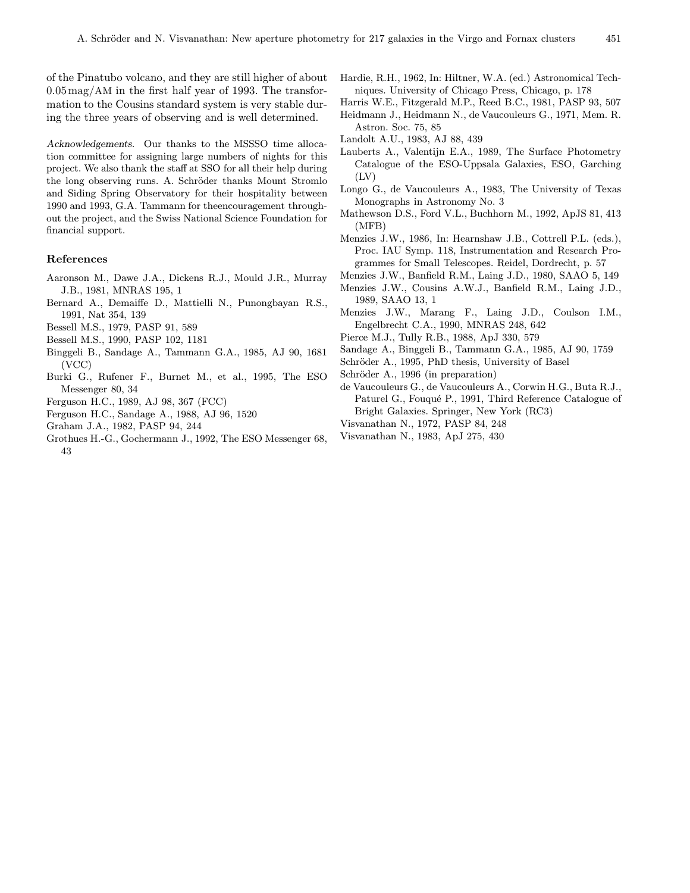of the Pinatubo volcano, and they are still higher of about 0.05 mag/AM in the first half year of 1993. The transformation to the Cousins standard system is very stable during the three years of observing and is well determined.

*Acknowledgements*. Our thanks to the MSSSO time allocation committee for assigning large numbers of nights for this project. We also thank the staff at SSO for all their help during the long observing runs. A. Schröder thanks Mount Stromlo and Siding Spring Observatory for their hospitality between 1990 and 1993, G.A. Tammann for theencouragement throughout the project, and the Swiss National Science Foundation for financial support.

## References

Aaronson M., Dawe J.A., Dickens R.J., Mould J.R., Murray J.B., 1981, MNRAS 195, 1

Bernard A., Demaiffe D., Mattielli N., Punongbayan R.S., 1991, Nat 354, 139

Bessell M.S., 1979, PASP 91, 589

Bessell M.S., 1990, PASP 102, 1181

Binggeli B., Sandage A., Tammann G.A., 1985, AJ 90, 1681 (VCC)

Burki G., Rufener F., Burnet M., et al., 1995, The ESO Messenger 80, 34

Ferguson H.C., 1989, AJ 98, 367 (FCC)

Ferguson H.C., Sandage A., 1988, AJ 96, 1520

Graham J.A., 1982, PASP 94, 244

Grothues H.-G., Gochermann J., 1992, The ESO Messenger 68, 43

Hardie, R.H., 1962, In: Hiltner, W.A. (ed.) Astronomical Techniques. University of Chicago Press, Chicago, p. 178

Harris W.E., Fitzgerald M.P., Reed B.C., 1981, PASP 93, 507

Heidmann J., Heidmann N., de Vaucouleurs G., 1971, Mem. R. Astron. Soc. 75, 85

Landolt A.U., 1983, AJ 88, 439

Lauberts A., Valentijn E.A., 1989, The Surface Photometry Catalogue of the ESO-Uppsala Galaxies, ESO, Garching (LV)

Longo G., de Vaucouleurs A., 1983, The University of Texas Monographs in Astronomy No. 3

Mathewson D.S., Ford V.L., Buchhorn M., 1992, ApJS 81, 413 (MFB)

Menzies J.W., 1986, In: Hearnshaw J.B., Cottrell P.L. (eds.), Proc. IAU Symp. 118, Instrumentation and Research Programmes for Small Telescopes. Reidel, Dordrecht, p. 57

Menzies J.W., Banfield R.M., Laing J.D., 1980, SAAO 5, 149

Menzies J.W., Cousins A.W.J., Banfield R.M., Laing J.D., 1989, SAAO 13, 1

Menzies J.W., Marang F., Laing J.D., Coulson I.M., Engelbrecht C.A., 1990, MNRAS 248, 642

Pierce M.J., Tully R.B., 1988, ApJ 330, 579

Sandage A., Binggeli B., Tammann G.A., 1985, AJ 90, 1759

Schröder A., 1995, PhD thesis, University of Basel

Schröder A., 1996 (in preparation)

de Vaucouleurs G., de Vaucouleurs A., Corwin H.G., Buta R.J., Paturel G., Fouqué P., 1991, Third Reference Catalogue of Bright Galaxies. Springer, New York (RC3)

Visvanathan N., 1972, PASP 84, 248

Visvanathan N., 1983, ApJ 275, 430